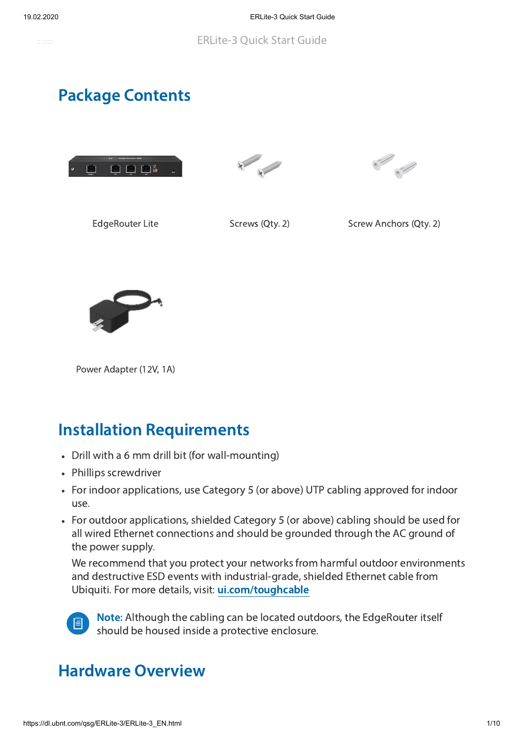ERLite-3 Quick Start Guide

## Package Contents

EdgeRouter Lite

Screws (Qty. 2)

Screw Anchors (Qty. 2)

Power Adapter (12V, 1A)

## Installation Requirements

- Drill with a 6 mm drill bit (for wall-mounting)
- Phillips screwdriver
- For indoor applications, use Category 5 (or above) UTP cabling approved for indoor use.
- For outdoor applications, shielded Category 5 (or above) cabling should be used for all wired Ethernet connections and should be grounded through the AC ground of the power supply.

  We recommend that you protect your networks from harmful outdoor environments and destructive ESD events with industrial-grade, shielded Ethernet cable from Ubiquiti. For more details, visit: [ui.com/toughcable](https://ui.com/toughcable)

**Note:** Although the cabling can be located outdoors, the EdgeRouter itself should be housed inside a protective enclosure.

## Hardware Overview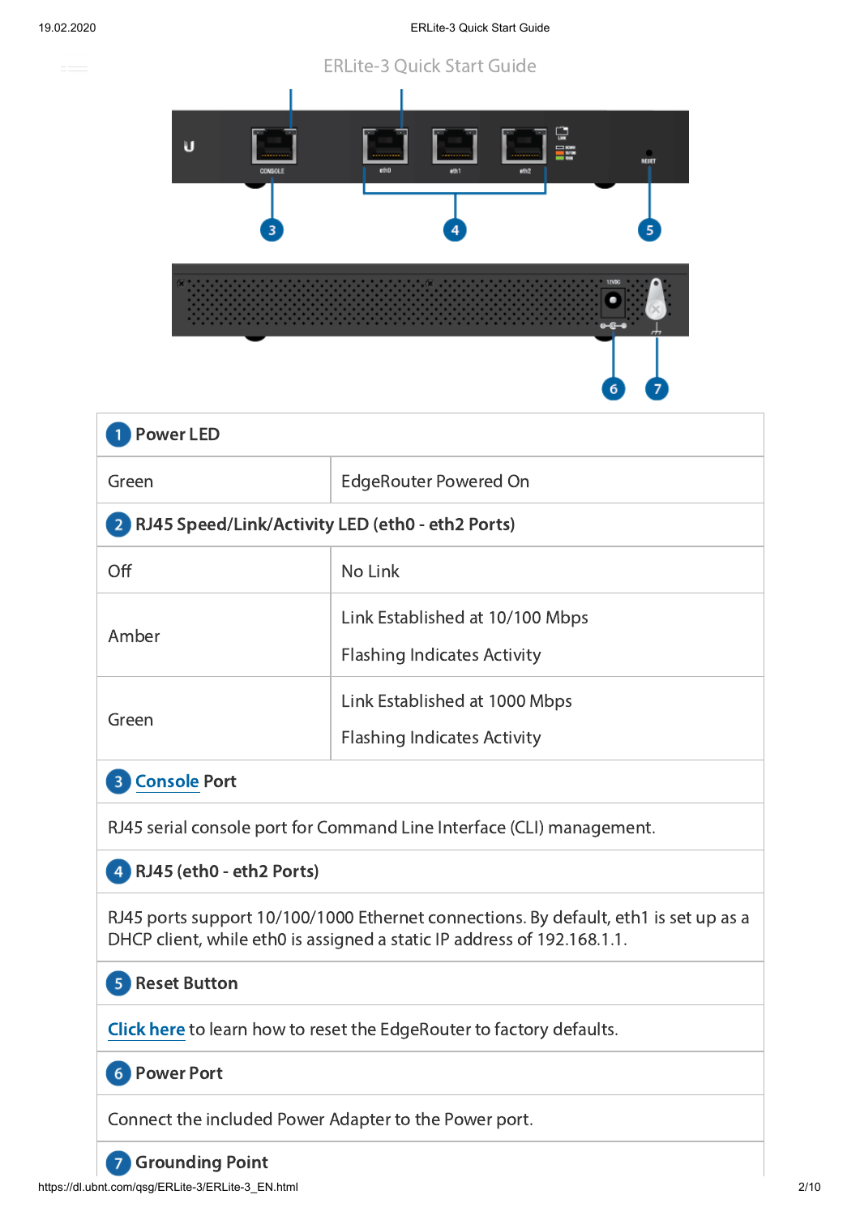## ERLite-3 Quick Start Guide

| 1 Power LED | |
|---|---|
| Green | EdgeRouter Powered On |
| **2 RJ45 Speed/Link/Activity LED (eth0 - eth2 Ports)** | |
| Off | No Link |
| Amber | Link Established at 10/100 Mbps<br>Flashing Indicates Activity |
| Green | Link Established at 1000 Mbps<br>Flashing Indicates Activity |
| **3 Console Port** | |
| RJ45 serial console port for Command Line Interface (CLI) management. | |
| **4 RJ45 (eth0 - eth2 Ports)** | |
| RJ45 ports support 10/100/1000 Ethernet connections. By default, eth1 is set up as a DHCP client, while eth0 is assigned a static IP address of 192.168.1.1. | |
| **5 Reset Button** | |
| Click here to learn how to reset the EdgeRouter to factory defaults. | |
| **6 Power Port** | |
| Connect the included Power Adapter to the Power port. | |
| **7 Grounding Point** | |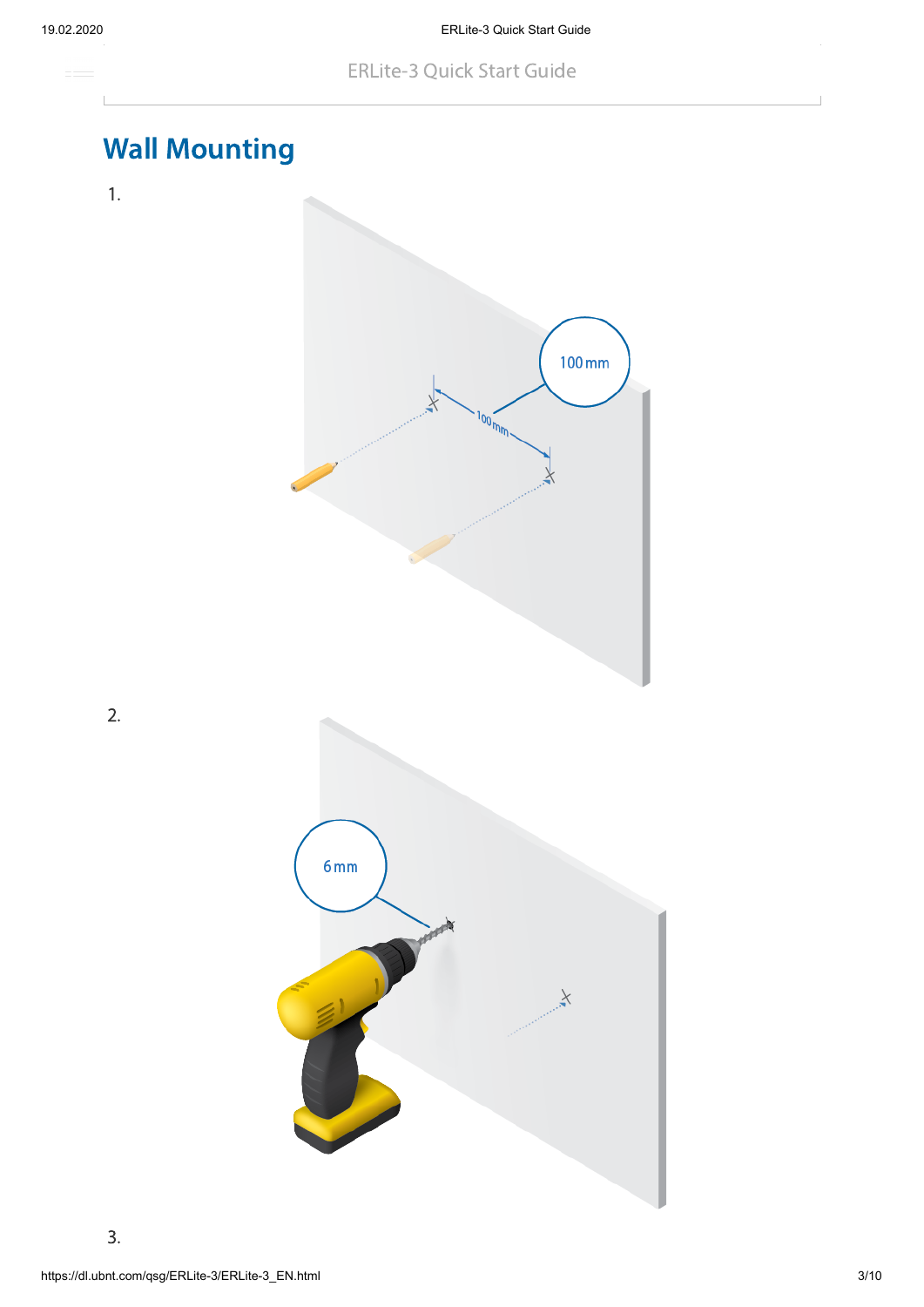# Wall Mounting

1.

100 mm

2.

6 mm

3.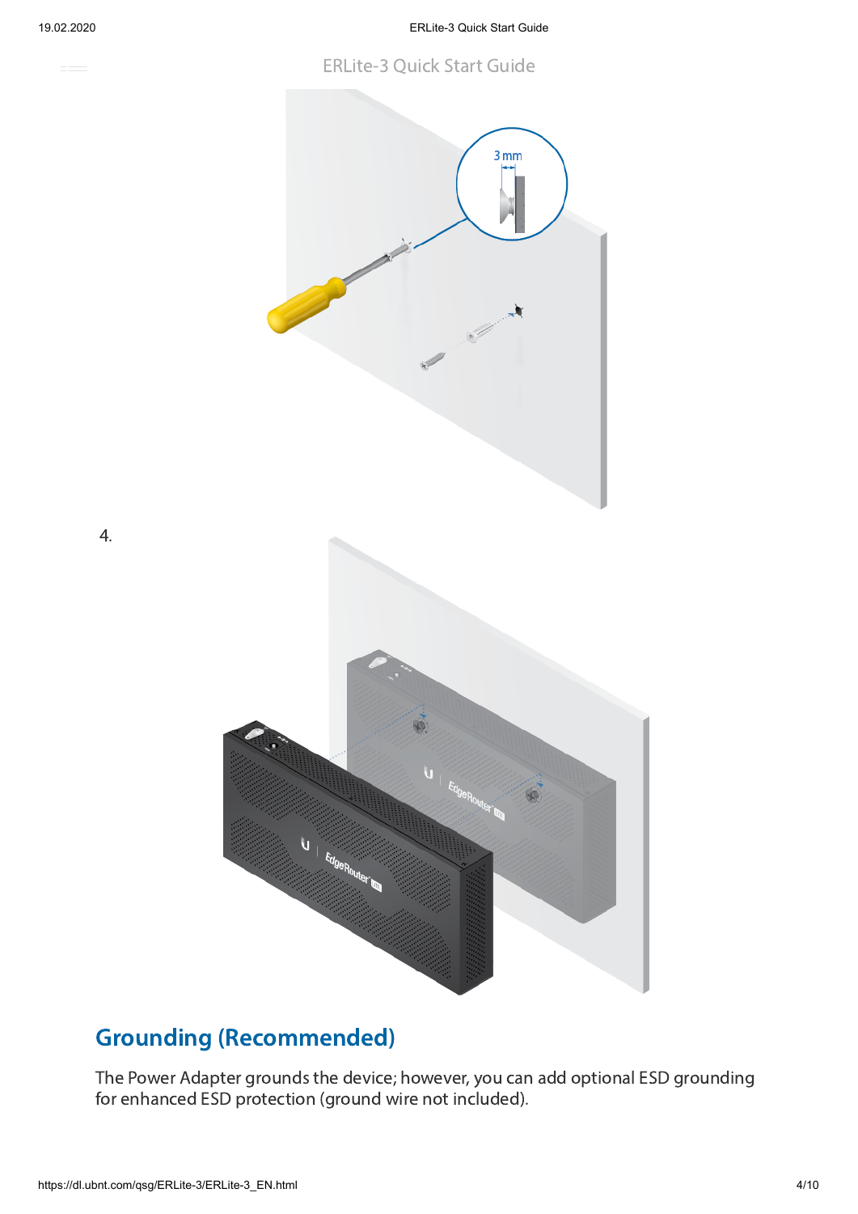4.

## Grounding (Recommended)

The Power Adapter grounds the device; however, you can add optional ESD grounding for enhanced ESD protection (ground wire not included).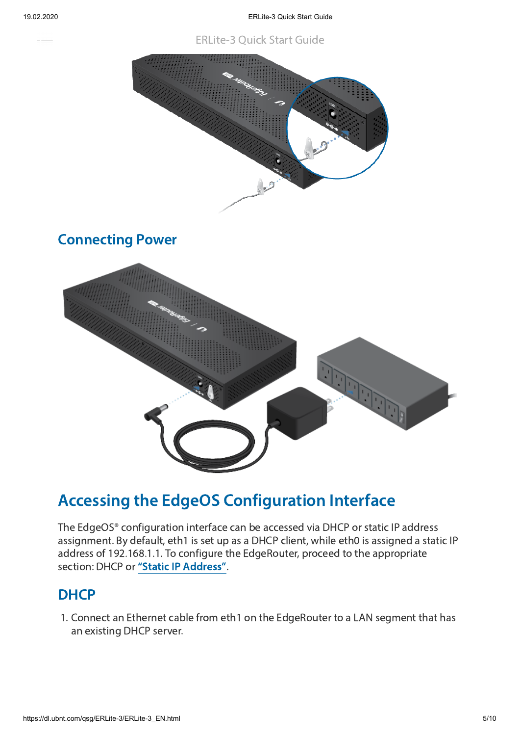## Connecting Power

## Accessing the EdgeOS Configuration Interface

The EdgeOS® configuration interface can be accessed via DHCP or static IP address assignment. By default, eth1 is set up as a DHCP client, while eth0 is assigned a static IP address of 192.168.1.1. To configure the EdgeRouter, proceed to the appropriate section: DHCP or **"Static IP Address"**.

### DHCP

1. Connect an Ethernet cable from eth1 on the EdgeRouter to a LAN segment that has an existing DHCP server.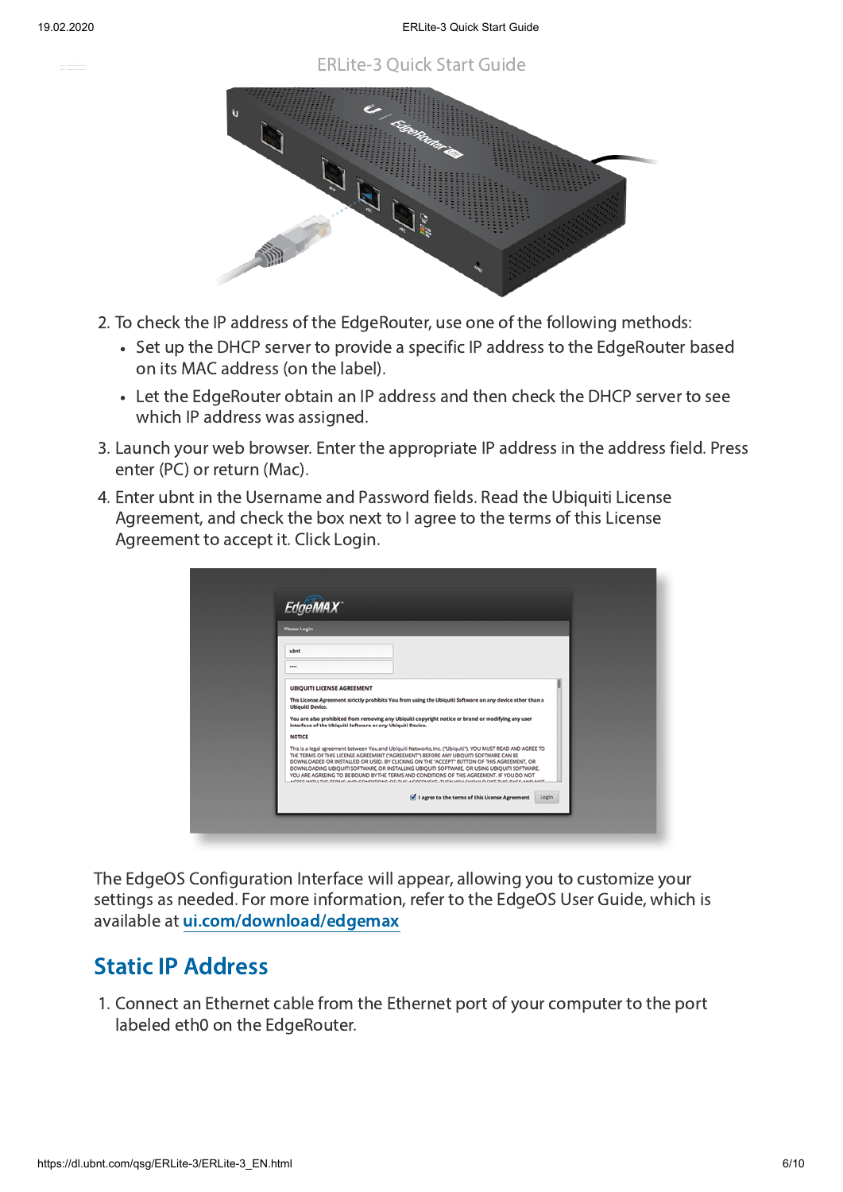2. To check the IP address of the EdgeRouter, use one of the following methods:
   - Set up the DHCP server to provide a specific IP address to the EdgeRouter based on its MAC address (on the label).
   - Let the EdgeRouter obtain an IP address and then check the DHCP server to see which IP address was assigned.
3. Launch your web browser. Enter the appropriate IP address in the address field. Press enter (PC) or return (Mac).
4. Enter ubnt in the Username and Password fields. Read the Ubiquiti License Agreement, and check the box next to I agree to the terms of this License Agreement to accept it. Click Login.

The EdgeOS Configuration Interface will appear, allowing you to customize your settings as needed. For more information, refer to the EdgeOS User Guide, which is available at [ui.com/download/edgemax](ui.com/download/edgemax)

## Static IP Address

1. Connect an Ethernet cable from the Ethernet port of your computer to the port labeled eth0 on the EdgeRouter.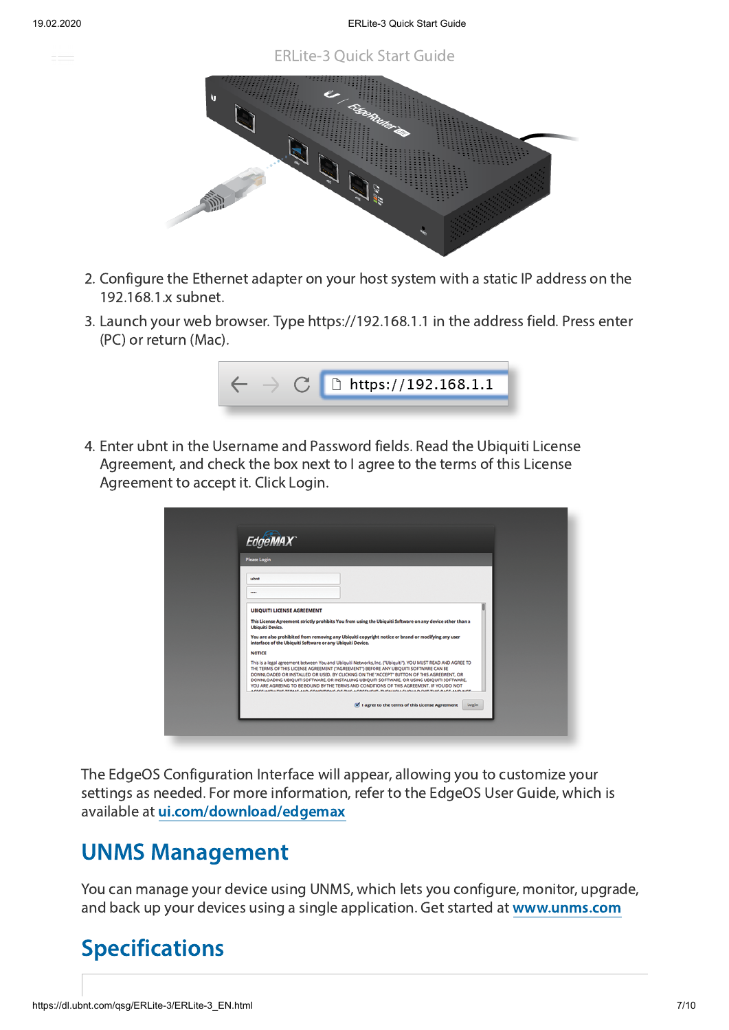ERLite-3 Quick Start Guide

2. Configure the Ethernet adapter on your host system with a static IP address on the 192.168.1.x subnet.
3. Launch your web browser. Type https://192.168.1.1 in the address field. Press enter (PC) or return (Mac).
4. Enter ubnt in the Username and Password fields. Read the Ubiquiti License Agreement, and check the box next to I agree to the terms of this License Agreement to accept it. Click Login.

The EdgeOS Configuration Interface will appear, allowing you to customize your settings as needed. For more information, refer to the EdgeOS User Guide, which is available at [ui.com/download/edgemax](ui.com/download/edgemax)

## UNMS Management

You can manage your device using UNMS, which lets you configure, monitor, upgrade, and back up your devices using a single application. Get started at [www.unms.com](www.unms.com)

## Specifications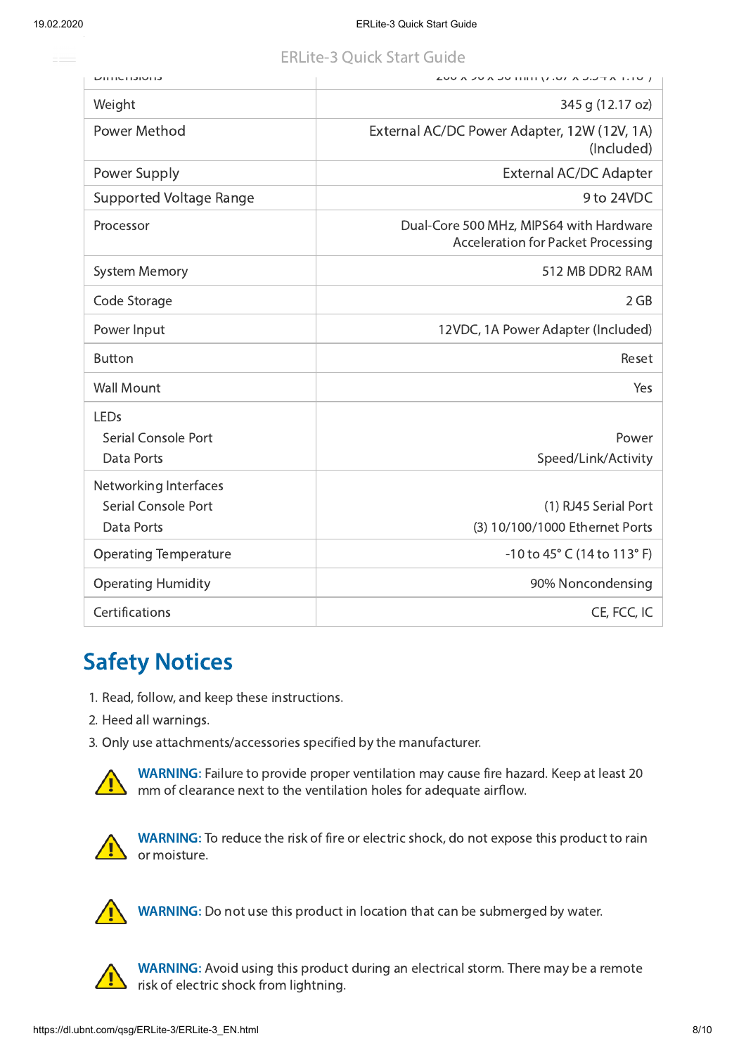| Dimensions | 200 x 90 x 30 mm (7.87 x 3.54 x 1.18") |
|---|---|
| Weight | 345 g (12.17 oz) |
| Power Method | External AC/DC Power Adapter, 12W (12V, 1A) (Included) |
| Power Supply | External AC/DC Adapter |
| Supported Voltage Range | 9 to 24VDC |
| Processor | Dual-Core 500 MHz, MIPS64 with Hardware Acceleration for Packet Processing |
| System Memory | 512 MB DDR2 RAM |
| Code Storage | 2 GB |
| Power Input | 12VDC, 1A Power Adapter (Included) |
| Button | Reset |
| Wall Mount | Yes |
| LEDs | |
| Serial Console Port | Power |
| Data Ports | Speed/Link/Activity |
| Networking Interfaces | |
| Serial Console Port | (1) RJ45 Serial Port |
| Data Ports | (3) 10/100/1000 Ethernet Ports |
| Operating Temperature | -10 to 45° C (14 to 113° F) |
| Operating Humidity | 90% Noncondensing |
| Certifications | CE, FCC, IC |

# Safety Notices

1. Read, follow, and keep these instructions.
2. Heed all warnings.
3. Only use attachments/accessories specified by the manufacturer.

**WARNING:** Failure to provide proper ventilation may cause fire hazard. Keep at least 20 mm of clearance next to the ventilation holes for adequate airflow.

**WARNING:** To reduce the risk of fire or electric shock, do not expose this product to rain or moisture.

**WARNING:** Do not use this product in location that can be submerged by water.

**WARNING:** Avoid using this product during an electrical storm. There may be a remote risk of electric shock from lightning.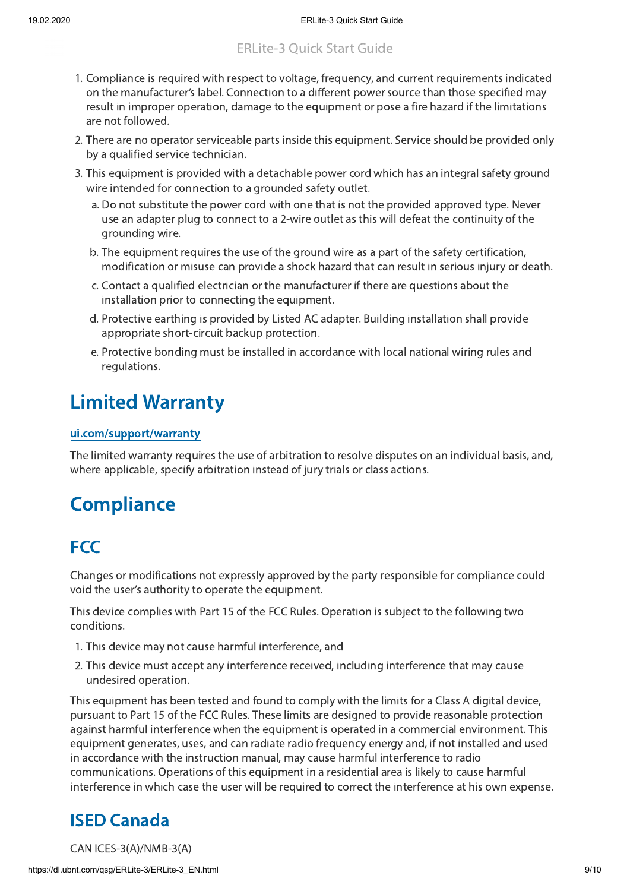1. Compliance is required with respect to voltage, frequency, and current requirements indicated on the manufacturer's label. Connection to a different power source than those specified may result in improper operation, damage to the equipment or pose a fire hazard if the limitations are not followed.
2. There are no operator serviceable parts inside this equipment. Service should be provided only by a qualified service technician.
3. This equipment is provided with a detachable power cord which has an integral safety ground wire intended for connection to a grounded safety outlet.
   a. Do not substitute the power cord with one that is not the provided approved type. Never use an adapter plug to connect to a 2-wire outlet as this will defeat the continuity of the grounding wire.
   b. The equipment requires the use of the ground wire as a part of the safety certification, modification or misuse can provide a shock hazard that can result in serious injury or death.
   c. Contact a qualified electrician or the manufacturer if there are questions about the installation prior to connecting the equipment.
   d. Protective earthing is provided by Listed AC adapter. Building installation shall provide appropriate short-circuit backup protection.
   e. Protective bonding must be installed in accordance with local national wiring rules and regulations.

# Limited Warranty

ui.com/support/warranty

The limited warranty requires the use of arbitration to resolve disputes on an individual basis, and, where applicable, specify arbitration instead of jury trials or class actions.

# Compliance

## FCC

Changes or modifications not expressly approved by the party responsible for compliance could void the user's authority to operate the equipment.

This device complies with Part 15 of the FCC Rules. Operation is subject to the following two conditions.

1. This device may not cause harmful interference, and
2. This device must accept any interference received, including interference that may cause undesired operation.

This equipment has been tested and found to comply with the limits for a Class A digital device, pursuant to Part 15 of the FCC Rules. These limits are designed to provide reasonable protection against harmful interference when the equipment is operated in a commercial environment. This equipment generates, uses, and can radiate radio frequency energy and, if not installed and used in accordance with the instruction manual, may cause harmful interference to radio communications. Operations of this equipment in a residential area is likely to cause harmful interference in which case the user will be required to correct the interference at his own expense.

## ISED Canada

CAN ICES-3(A)/NMB-3(A)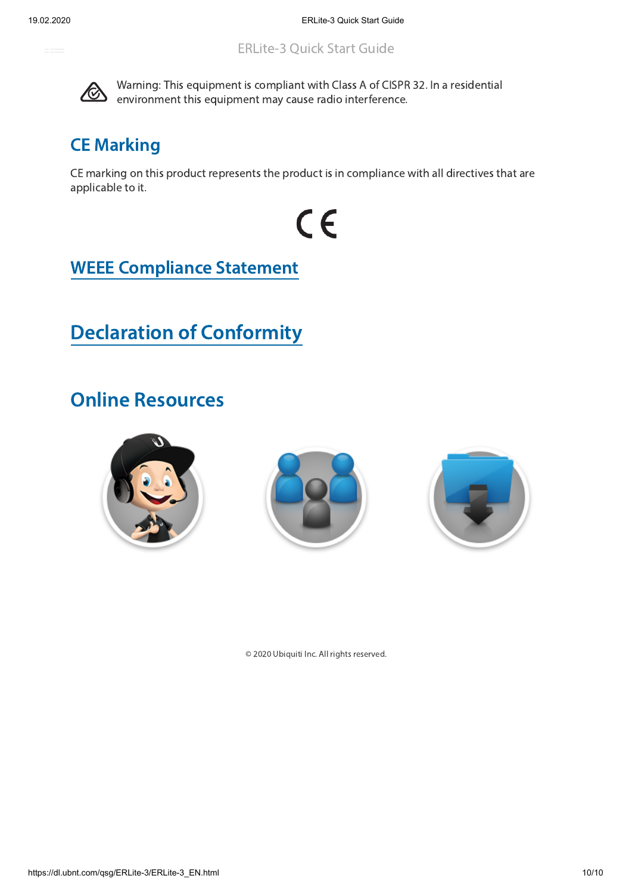Warning: This equipment is compliant with Class A of CISPR 32. In a residential environment this equipment may cause radio interference.

## CE Marking

CE marking on this product represents the product is in compliance with all directives that are applicable to it.

## WEEE Compliance Statement

## Declaration of Conformity

## Online Resources

© 2020 Ubiquiti Inc. All rights reserved.